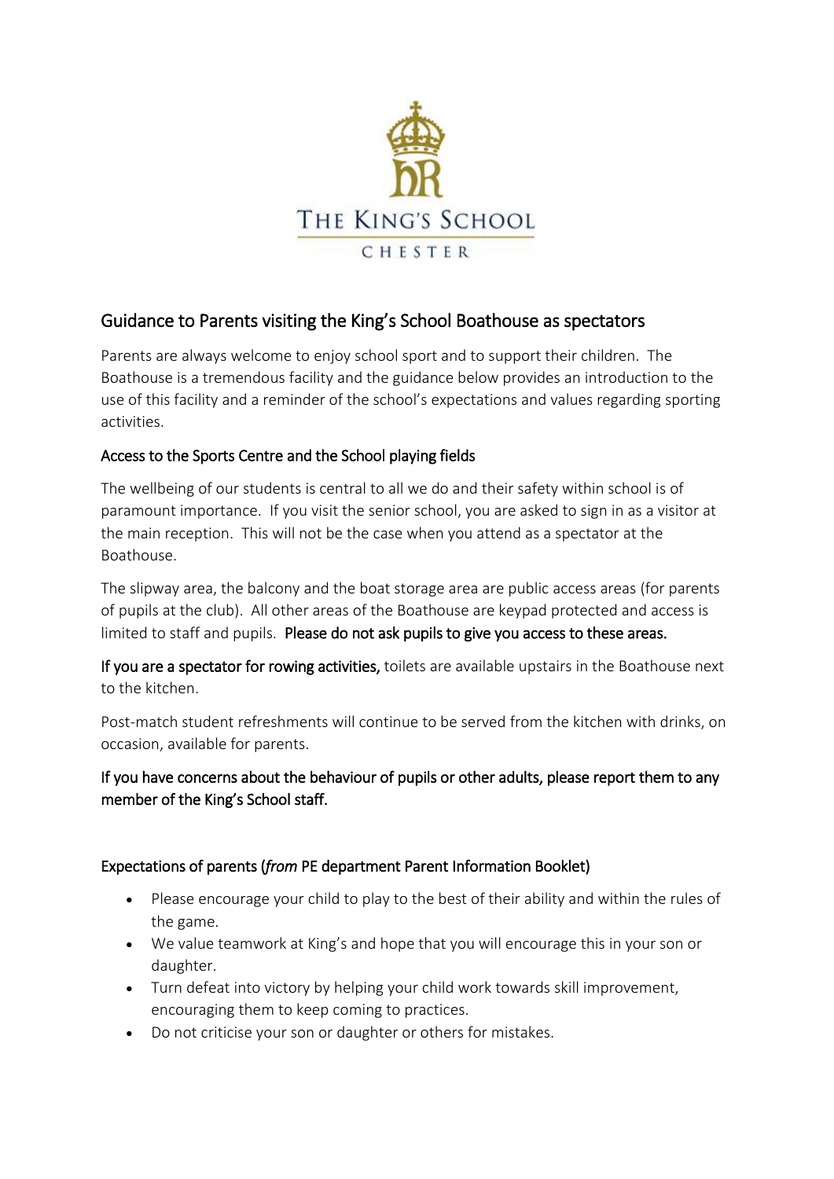THE KING'S SCHOOL

CHESTER

# Guidance to Parents visiting the King's School Boathouse as spectators

Parents are always welcome to enjoy school sport and to support their children. The Boathouse is a tremendous facility and the guidance below provides an introduction to the use of this facility and a reminder of the school's expectations and values regarding sporting activities.

## Access to the Sports Centre and the School playing fields

The wellbeing of our students is central to all we do and their safety within school is of paramount importance. If you visit the senior school, you are asked to sign in as a visitor at the main reception. This will not be the case when you attend as a spectator at the Boathouse.

The slipway area, the balcony and the boat storage area are public access areas (for parents of pupils at the club). All other areas of the Boathouse are keypad protected and access is limited to staff and pupils. **Please do not ask pupils to give you access to these areas.**

**If you are a spectator for rowing activities,** toilets are available upstairs in the Boathouse next to the kitchen.

Post-match student refreshments will continue to be served from the kitchen with drinks, on occasion, available for parents.

**If you have concerns about the behaviour of pupils or other adults, please report them to any member of the King's School staff.**

## Expectations of parents (*from* PE department Parent Information Booklet)

- Please encourage your child to play to the best of their ability and within the rules of the game.
- We value teamwork at King's and hope that you will encourage this in your son or daughter.
- Turn defeat into victory by helping your child work towards skill improvement, encouraging them to keep coming to practices.
- Do not criticise your son or daughter or others for mistakes.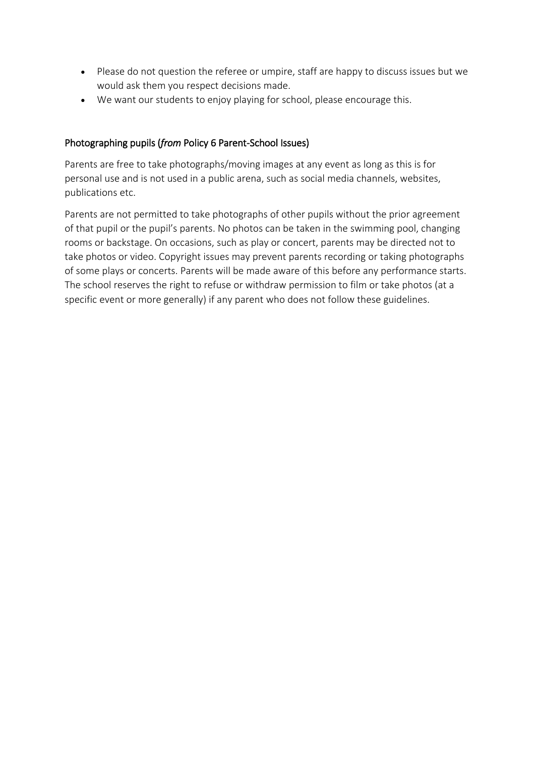- Please do not question the referee or umpire, staff are happy to discuss issues but we would ask them you respect decisions made.
- We want our students to enjoy playing for school, please encourage this.

### Photographing pupils (*from* Policy 6 Parent-School Issues)

Parents are free to take photographs/moving images at any event as long as this is for personal use and is not used in a public arena, such as social media channels, websites, publications etc.

Parents are not permitted to take photographs of other pupils without the prior agreement of that pupil or the pupil's parents. No photos can be taken in the swimming pool, changing rooms or backstage. On occasions, such as play or concert, parents may be directed not to take photos or video. Copyright issues may prevent parents recording or taking photographs of some plays or concerts. Parents will be made aware of this before any performance starts. The school reserves the right to refuse or withdraw permission to film or take photos (at a specific event or more generally) if any parent who does not follow these guidelines.